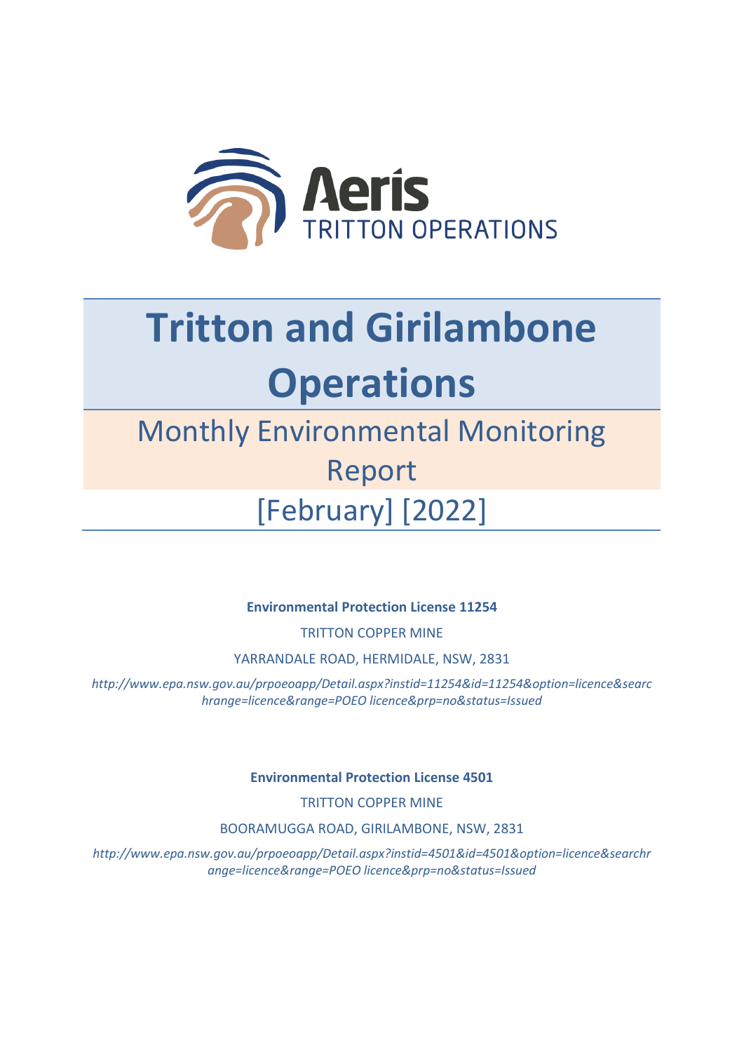Aeris
TRITTON OPERATIONS

# Tritton and Girilambone Operations

## Monthly Environmental Monitoring Report

## [February] [2022]

**Environmental Protection License 11254**

TRITTON COPPER MINE

YARRANDALE ROAD, HERMIDALE, NSW, 2831

*http://www.epa.nsw.gov.au/prpoeoapp/Detail.aspx?instid=11254&id=11254&option=licence&searchrange=licence&range=POEO licence&prp=no&status=Issued*

**Environmental Protection License 4501**

TRITTON COPPER MINE

BOORAMUGGA ROAD, GIRILAMBONE, NSW, 2831

*http://www.epa.nsw.gov.au/prpoeoapp/Detail.aspx?instid=4501&id=4501&option=licence&searchrange=licence&range=POEO licence&prp=no&status=Issued*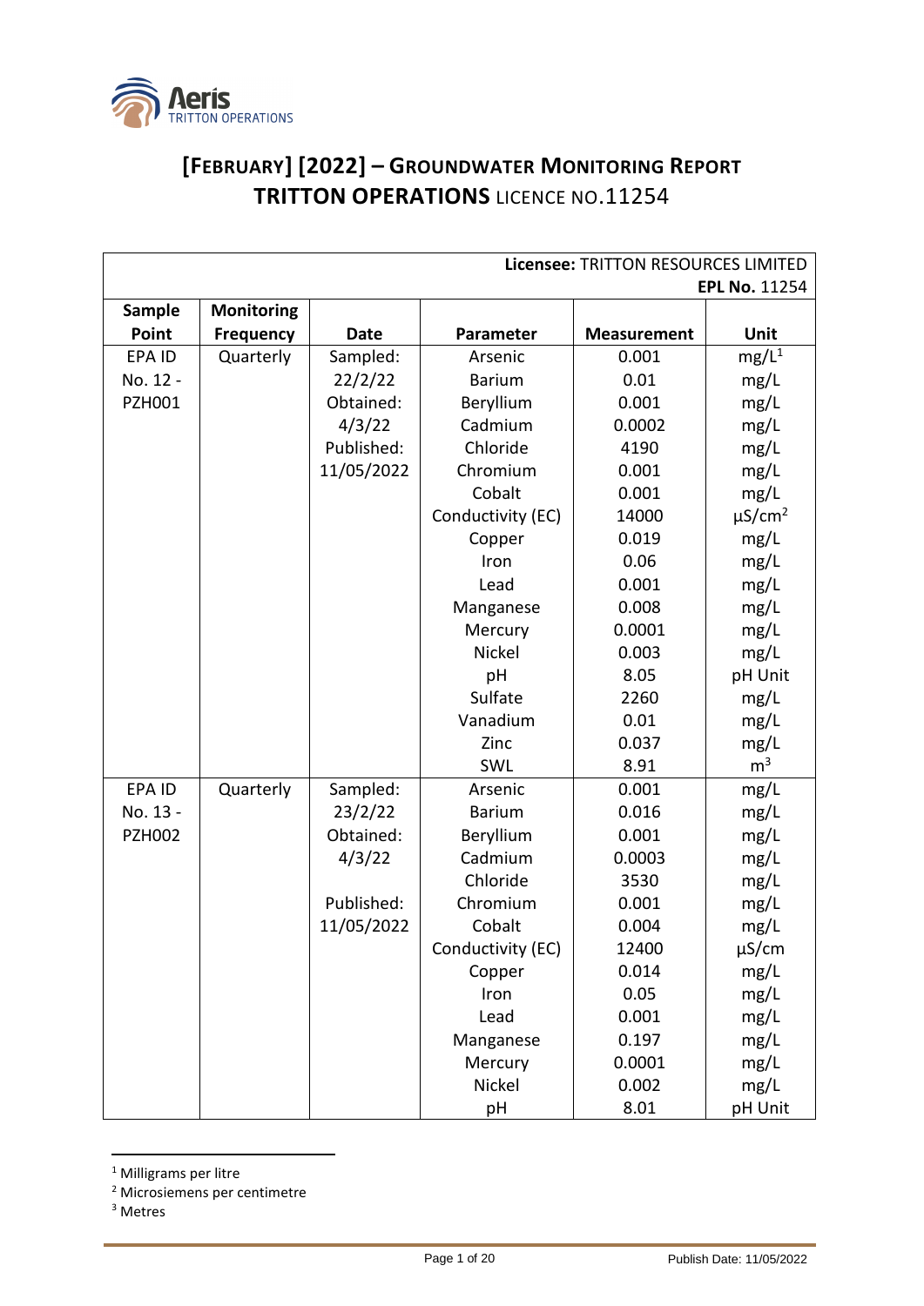# [FEBRUARY] [2022] – GROUNDWATER MONITORING REPORT
## TRITTON OPERATIONS LICENCE NO.11254

| **Licensee:** TRITTON RESOURCES LIMITED **EPL No.** 11254 | | | | | |
|---|---|---|---|---|---|
| **Sample Point** | **Monitoring Frequency** | **Date** | **Parameter** | **Measurement** | **Unit** |
| EPA ID No. 12 - PZH001 | Quarterly | Sampled: 22/2/22 Obtained: 4/3/22 Published: 11/05/2022 | Arsenic | 0.001 | mg/L[1] |
| | | | Barium | 0.01 | mg/L |
| | | | Beryllium | 0.001 | mg/L |
| | | | Cadmium | 0.0002 | mg/L |
| | | | Chloride | 4190 | mg/L |
| | | | Chromium | 0.001 | mg/L |
| | | | Cobalt | 0.001 | mg/L |
| | | | Conductivity (EC) | 14000 | µS/cm[2] |
| | | | Copper | 0.019 | mg/L |
| | | | Iron | 0.06 | mg/L |
| | | | Lead | 0.001 | mg/L |
| | | | Manganese | 0.008 | mg/L |
| | | | Mercury | 0.0001 | mg/L |
| | | | Nickel | 0.003 | mg/L |
| | | | pH | 8.05 | pH Unit |
| | | | Sulfate | 2260 | mg/L |
| | | | Vanadium | 0.01 | mg/L |
| | | | Zinc | 0.037 | mg/L |
| | | | SWL | 8.91 | m[3] |
| EPA ID No. 13 - PZH002 | Quarterly | Sampled: 23/2/22 Obtained: 4/3/22 Published: 11/05/2022 | Arsenic | 0.001 | mg/L |
| | | | Barium | 0.016 | mg/L |
| | | | Beryllium | 0.001 | mg/L |
| | | | Cadmium | 0.0003 | mg/L |
| | | | Chloride | 3530 | mg/L |
| | | | Chromium | 0.001 | mg/L |
| | | | Cobalt | 0.004 | mg/L |
| | | | Conductivity (EC) | 12400 | µS/cm |
| | | | Copper | 0.014 | mg/L |
| | | | Iron | 0.05 | mg/L |
| | | | Lead | 0.001 | mg/L |
| | | | Manganese | 0.197 | mg/L |
| | | | Mercury | 0.0001 | mg/L |
| | | | Nickel | 0.002 | mg/L |
| | | | pH | 8.01 | pH Unit |

[1] Milligrams per litre
[2] Microsiemens per centimetre
[3] Metres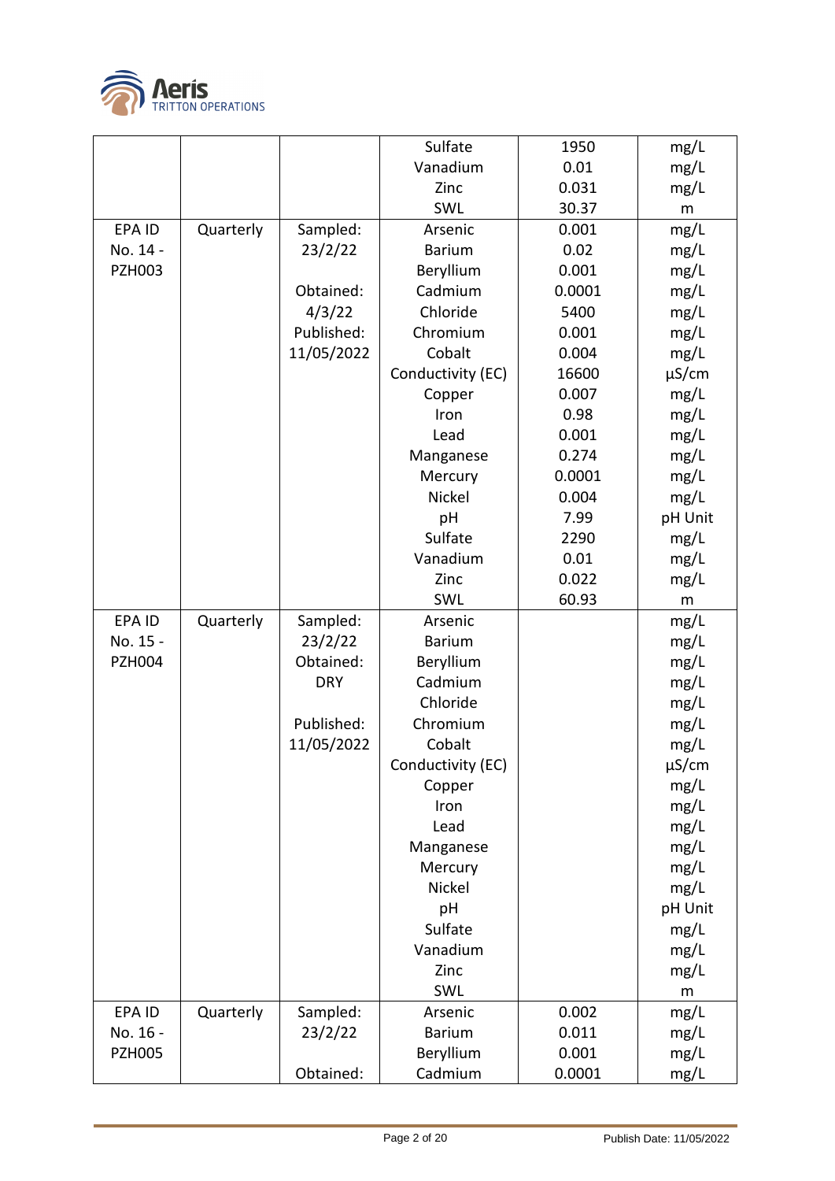| | | | Sulfate | 1950 | mg/L |
|---|---|---|---|---|---|
| | | | Vanadium | 0.01 | mg/L |
| | | | Zinc | 0.031 | mg/L |
| | | | SWL | 30.37 | m |
| EPA ID No. 14 - PZH003 | Quarterly | Sampled: 23/2/22 | Arsenic | 0.001 | mg/L |
| | | | Barium | 0.02 | mg/L |
| | | | Beryllium | 0.001 | mg/L |
| | | Obtained: | Cadmium | 0.0001 | mg/L |
| | | 4/3/22 | Chloride | 5400 | mg/L |
| | | Published: | Chromium | 0.001 | mg/L |
| | | 11/05/2022 | Cobalt | 0.004 | mg/L |
| | | | Conductivity (EC) | 16600 | µS/cm |
| | | | Copper | 0.007 | mg/L |
| | | | Iron | 0.98 | mg/L |
| | | | Lead | 0.001 | mg/L |
| | | | Manganese | 0.274 | mg/L |
| | | | Mercury | 0.0001 | mg/L |
| | | | Nickel | 0.004 | mg/L |
| | | | pH | 7.99 | pH Unit |
| | | | Sulfate | 2290 | mg/L |
| | | | Vanadium | 0.01 | mg/L |
| | | | Zinc | 0.022 | mg/L |
| | | | SWL | 60.93 | m |
| EPA ID No. 15 - PZH004 | Quarterly | Sampled: 23/2/22 | Arsenic | | mg/L |
| | | Obtained: | Barium | | mg/L |
| | | DRY | Beryllium | | mg/L |
| | | | Cadmium | | mg/L |
| | | Published: | Chloride | | mg/L |
| | | 11/05/2022 | Chromium | | mg/L |
| | | | Cobalt | | mg/L |
| | | | Conductivity (EC) | | µS/cm |
| | | | Copper | | mg/L |
| | | | Iron | | mg/L |
| | | | Lead | | mg/L |
| | | | Manganese | | mg/L |
| | | | Mercury | | mg/L |
| | | | Nickel | | mg/L |
| | | | pH | | pH Unit |
| | | | Sulfate | | mg/L |
| | | | Vanadium | | mg/L |
| | | | Zinc | | mg/L |
| | | | SWL | | m |
| EPA ID No. 16 - PZH005 | Quarterly | Sampled: 23/2/22 | Arsenic | 0.002 | mg/L |
| | | | Barium | 0.011 | mg/L |
| | | | Beryllium | 0.001 | mg/L |
| | | Obtained: | Cadmium | 0.0001 | mg/L |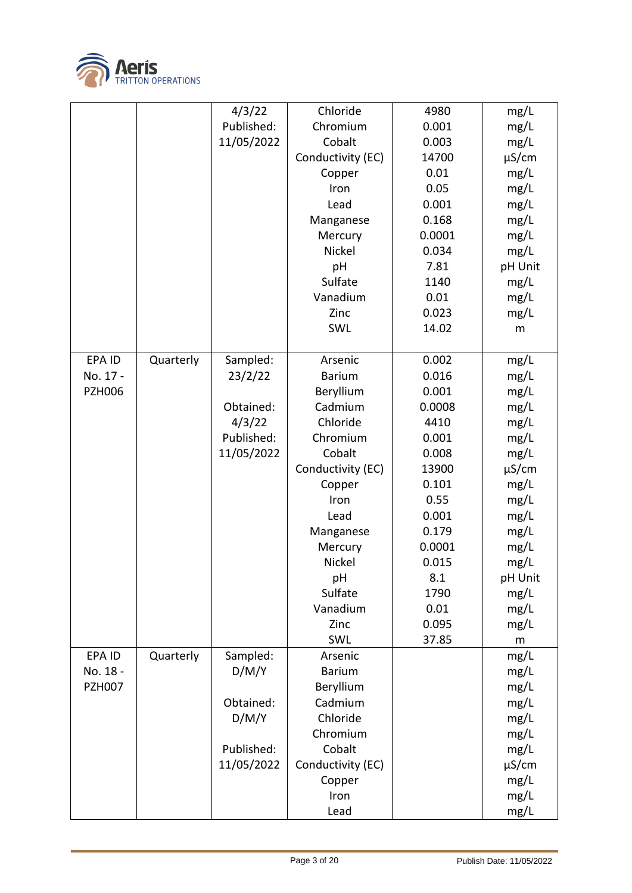| | | | | | |
|---|---|---|---|---|---|
| | | 4/3/22<br>Published:<br>11/05/2022 | Chloride<br>Chromium<br>Cobalt<br>Conductivity (EC)<br>Copper<br>Iron<br>Lead<br>Manganese<br>Mercury<br>Nickel<br>pH<br>Sulfate<br>Vanadium<br>Zinc<br>SWL | 4980<br>0.001<br>0.003<br>14700<br>0.01<br>0.05<br>0.001<br>0.168<br>0.0001<br>0.034<br>7.81<br>1140<br>0.01<br>0.023<br>14.02 | mg/L<br>mg/L<br>mg/L<br>µS/cm<br>mg/L<br>mg/L<br>mg/L<br>mg/L<br>mg/L<br>mg/L<br>pH Unit<br>mg/L<br>mg/L<br>mg/L<br>m |
| EPA ID No. 17 - PZH006 | Quarterly | Sampled:<br>23/2/22<br><br>Obtained:<br>4/3/22<br>Published:<br>11/05/2022 | Arsenic<br>Barium<br>Beryllium<br>Cadmium<br>Chloride<br>Chromium<br>Cobalt<br>Conductivity (EC)<br>Copper<br>Iron<br>Lead<br>Manganese<br>Mercury<br>Nickel<br>pH<br>Sulfate<br>Vanadium<br>Zinc<br>SWL | 0.002<br>0.016<br>0.001<br>0.0008<br>4410<br>0.001<br>0.008<br>13900<br>0.101<br>0.55<br>0.001<br>0.179<br>0.0001<br>0.015<br>8.1<br>1790<br>0.01<br>0.095<br>37.85 | mg/L<br>mg/L<br>mg/L<br>mg/L<br>mg/L<br>mg/L<br>mg/L<br>µS/cm<br>mg/L<br>mg/L<br>mg/L<br>mg/L<br>mg/L<br>mg/L<br>pH Unit<br>mg/L<br>mg/L<br>mg/L<br>m |
| EPA ID No. 18 - PZH007 | Quarterly | Sampled:<br>D/M/Y<br><br>Obtained:<br>D/M/Y<br><br>Published:<br>11/05/2022 | Arsenic<br>Barium<br>Beryllium<br>Cadmium<br>Chloride<br>Chromium<br>Cobalt<br>Conductivity (EC)<br>Copper<br>Iron<br>Lead | | mg/L<br>mg/L<br>mg/L<br>mg/L<br>mg/L<br>mg/L<br>mg/L<br>µS/cm<br>mg/L<br>mg/L<br>mg/L |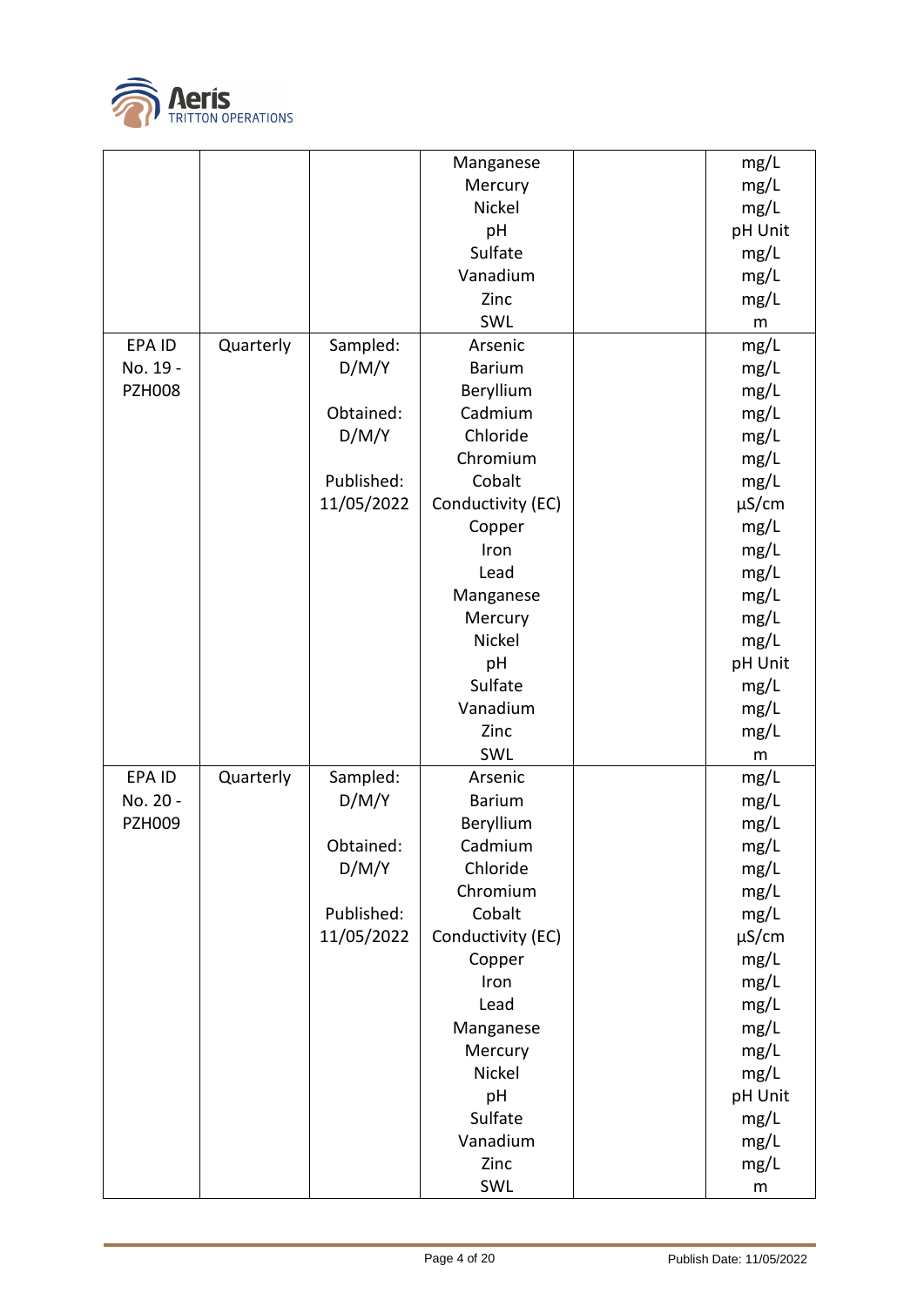|  |  |  | Manganese<br>Mercury<br>Nickel<br>pH<br>Sulfate<br>Vanadium<br>Zinc<br>SWL |  | mg/L<br>mg/L<br>mg/L<br>pH Unit<br>mg/L<br>mg/L<br>mg/L<br>m |
|---|---|---|---|---|---|
| EPA ID No. 19 - PZH008 | Quarterly | Sampled: D/M/Y<br><br>Obtained: D/M/Y<br><br>Published: 11/05/2022 | Arsenic<br>Barium<br>Beryllium<br>Cadmium<br>Chloride<br>Chromium<br>Cobalt<br>Conductivity (EC)<br>Copper<br>Iron<br>Lead<br>Manganese<br>Mercury<br>Nickel<br>pH<br>Sulfate<br>Vanadium<br>Zinc<br>SWL |  | mg/L<br>mg/L<br>mg/L<br>mg/L<br>mg/L<br>mg/L<br>mg/L<br>µS/cm<br>mg/L<br>mg/L<br>mg/L<br>mg/L<br>mg/L<br>mg/L<br>pH Unit<br>mg/L<br>mg/L<br>mg/L<br>m |
| EPA ID No. 20 - PZH009 | Quarterly | Sampled: D/M/Y<br><br>Obtained: D/M/Y<br><br>Published: 11/05/2022 | Arsenic<br>Barium<br>Beryllium<br>Cadmium<br>Chloride<br>Chromium<br>Cobalt<br>Conductivity (EC)<br>Copper<br>Iron<br>Lead<br>Manganese<br>Mercury<br>Nickel<br>pH<br>Sulfate<br>Vanadium<br>Zinc<br>SWL |  | mg/L<br>mg/L<br>mg/L<br>mg/L<br>mg/L<br>mg/L<br>mg/L<br>µS/cm<br>mg/L<br>mg/L<br>mg/L<br>mg/L<br>mg/L<br>mg/L<br>pH Unit<br>mg/L<br>mg/L<br>mg/L<br>m |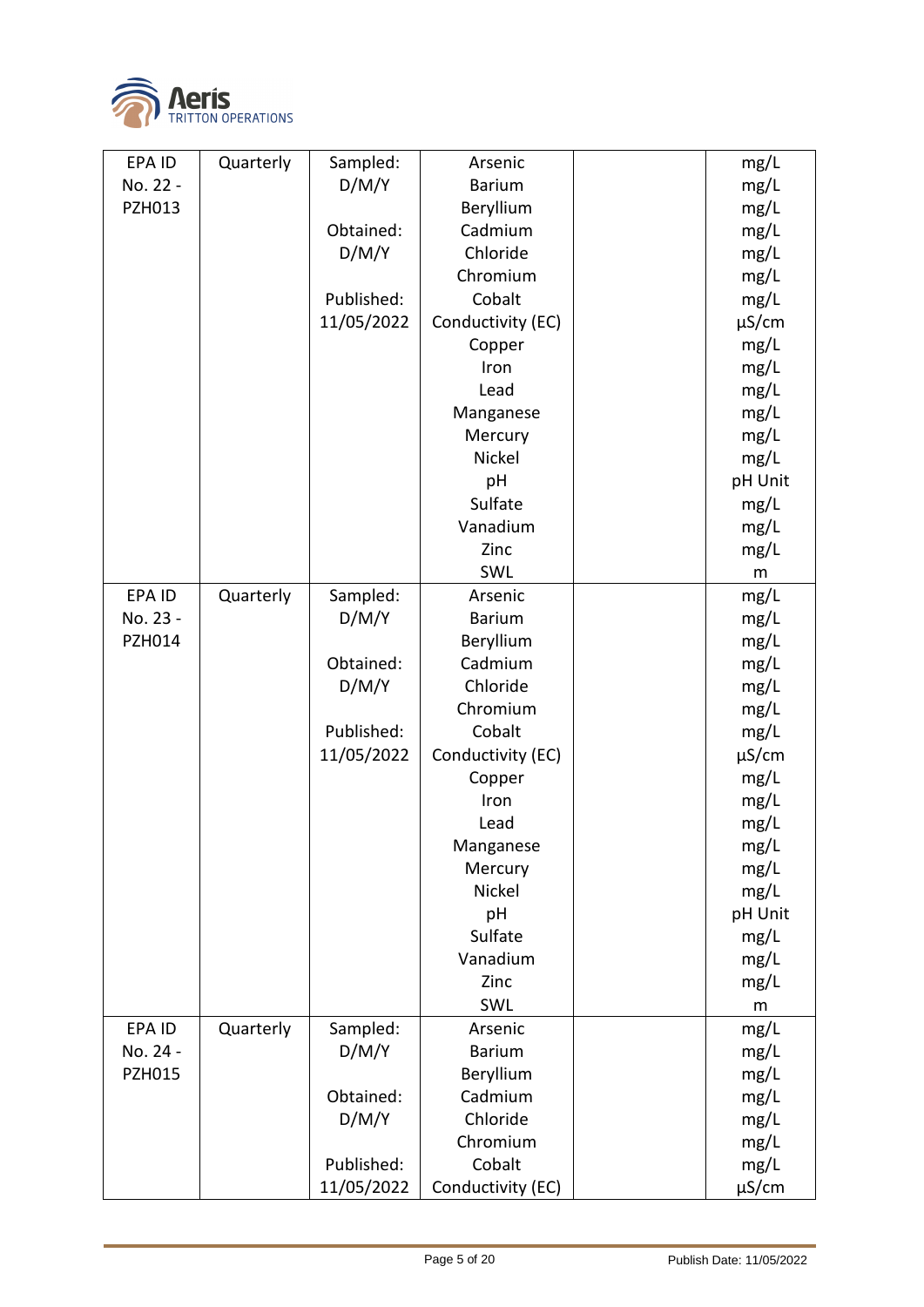| | | | | | |
|---|---|---|---|---|---|
| EPA ID No. 22 - PZH013 | Quarterly | Sampled: D/M/Y<br><br>Obtained: D/M/Y<br><br>Published: 11/05/2022 | Arsenic<br>Barium<br>Beryllium<br>Cadmium<br>Chloride<br>Chromium<br>Cobalt<br>Conductivity (EC)<br>Copper<br>Iron<br>Lead<br>Manganese<br>Mercury<br>Nickel<br>pH<br>Sulfate<br>Vanadium<br>Zinc<br>SWL | | mg/L<br>mg/L<br>mg/L<br>mg/L<br>mg/L<br>mg/L<br>mg/L<br>µS/cm<br>mg/L<br>mg/L<br>mg/L<br>mg/L<br>mg/L<br>mg/L<br>pH Unit<br>mg/L<br>mg/L<br>mg/L<br>m |
| EPA ID No. 23 - PZH014 | Quarterly | Sampled: D/M/Y<br><br>Obtained: D/M/Y<br><br>Published: 11/05/2022 | Arsenic<br>Barium<br>Beryllium<br>Cadmium<br>Chloride<br>Chromium<br>Cobalt<br>Conductivity (EC)<br>Copper<br>Iron<br>Lead<br>Manganese<br>Mercury<br>Nickel<br>pH<br>Sulfate<br>Vanadium<br>Zinc<br>SWL | | mg/L<br>mg/L<br>mg/L<br>mg/L<br>mg/L<br>mg/L<br>mg/L<br>µS/cm<br>mg/L<br>mg/L<br>mg/L<br>mg/L<br>mg/L<br>mg/L<br>pH Unit<br>mg/L<br>mg/L<br>mg/L<br>m |
| EPA ID No. 24 - PZH015 | Quarterly | Sampled: D/M/Y<br><br>Obtained: D/M/Y<br><br>Published: 11/05/2022 | Arsenic<br>Barium<br>Beryllium<br>Cadmium<br>Chloride<br>Chromium<br>Cobalt<br>Conductivity (EC) | | mg/L<br>mg/L<br>mg/L<br>mg/L<br>mg/L<br>mg/L<br>mg/L<br>µS/cm |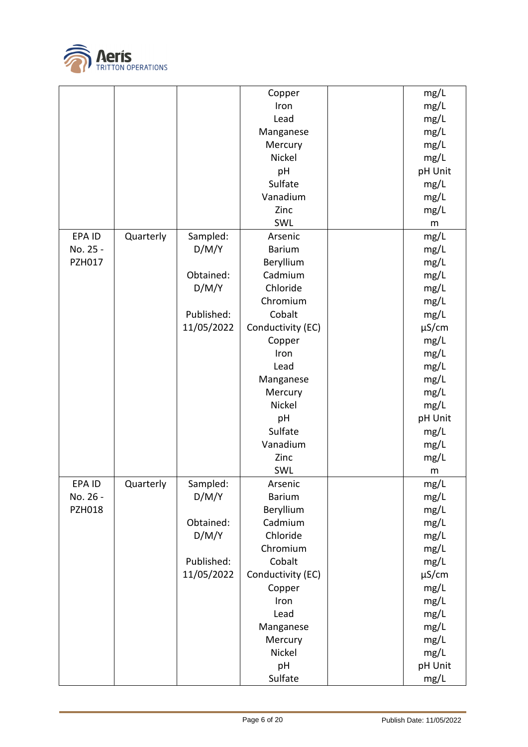| | | | | | |
|---|---|---|---|---|---|
| | | | Copper<br>Iron<br>Lead<br>Manganese<br>Mercury<br>Nickel<br>pH<br>Sulfate<br>Vanadium<br>Zinc<br>SWL | | mg/L<br>mg/L<br>mg/L<br>mg/L<br>mg/L<br>mg/L<br>pH Unit<br>mg/L<br>mg/L<br>mg/L<br>m |
| EPA ID No. 25 - PZH017 | Quarterly | Sampled: D/M/Y<br><br>Obtained: D/M/Y<br><br>Published: 11/05/2022 | Arsenic<br>Barium<br>Beryllium<br>Cadmium<br>Chloride<br>Chromium<br>Cobalt<br>Conductivity (EC)<br>Copper<br>Iron<br>Lead<br>Manganese<br>Mercury<br>Nickel<br>pH<br>Sulfate<br>Vanadium<br>Zinc<br>SWL | | mg/L<br>mg/L<br>mg/L<br>mg/L<br>mg/L<br>mg/L<br>mg/L<br>µS/cm<br>mg/L<br>mg/L<br>mg/L<br>mg/L<br>mg/L<br>mg/L<br>pH Unit<br>mg/L<br>mg/L<br>mg/L<br>m |
| EPA ID No. 26 - PZH018 | Quarterly | Sampled: D/M/Y<br><br>Obtained: D/M/Y<br><br>Published: 11/05/2022 | Arsenic<br>Barium<br>Beryllium<br>Cadmium<br>Chloride<br>Chromium<br>Cobalt<br>Conductivity (EC)<br>Copper<br>Iron<br>Lead<br>Manganese<br>Mercury<br>Nickel<br>pH<br>Sulfate | | mg/L<br>mg/L<br>mg/L<br>mg/L<br>mg/L<br>mg/L<br>mg/L<br>µS/cm<br>mg/L<br>mg/L<br>mg/L<br>mg/L<br>mg/L<br>mg/L<br>pH Unit<br>mg/L |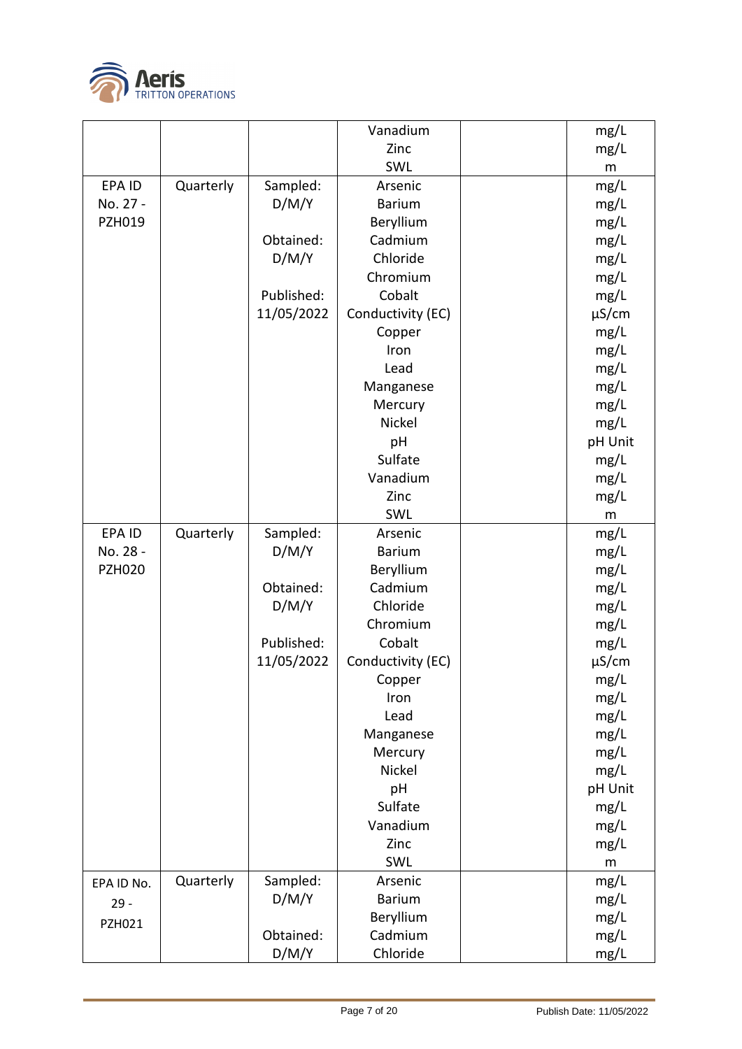| | | | Vanadium<br>Zinc<br>SWL | | mg/L<br>mg/L<br>m |
|---|---|---|---|---|---|
| EPA ID No. 27 - PZH019 | Quarterly | Sampled: D/M/Y<br><br>Obtained: D/M/Y<br><br>Published: 11/05/2022 | Arsenic<br>Barium<br>Beryllium<br>Cadmium<br>Chloride<br>Chromium<br>Cobalt<br>Conductivity (EC)<br>Copper<br>Iron<br>Lead<br>Manganese<br>Mercury<br>Nickel<br>pH<br>Sulfate<br>Vanadium<br>Zinc<br>SWL | | mg/L<br>mg/L<br>mg/L<br>mg/L<br>mg/L<br>mg/L<br>mg/L<br>µS/cm<br>mg/L<br>mg/L<br>mg/L<br>mg/L<br>mg/L<br>mg/L<br>pH Unit<br>mg/L<br>mg/L<br>mg/L<br>m |
| EPA ID No. 28 - PZH020 | Quarterly | Sampled: D/M/Y<br><br>Obtained: D/M/Y<br><br>Published: 11/05/2022 | Arsenic<br>Barium<br>Beryllium<br>Cadmium<br>Chloride<br>Chromium<br>Cobalt<br>Conductivity (EC)<br>Copper<br>Iron<br>Lead<br>Manganese<br>Mercury<br>Nickel<br>pH<br>Sulfate<br>Vanadium<br>Zinc<br>SWL | | mg/L<br>mg/L<br>mg/L<br>mg/L<br>mg/L<br>mg/L<br>mg/L<br>µS/cm<br>mg/L<br>mg/L<br>mg/L<br>mg/L<br>mg/L<br>mg/L<br>pH Unit<br>mg/L<br>mg/L<br>mg/L<br>m |
| EPA ID No. 29 - PZH021 | Quarterly | Sampled: D/M/Y<br><br>Obtained: D/M/Y | Arsenic<br>Barium<br>Beryllium<br>Cadmium<br>Chloride | | mg/L<br>mg/L<br>mg/L<br>mg/L<br>mg/L |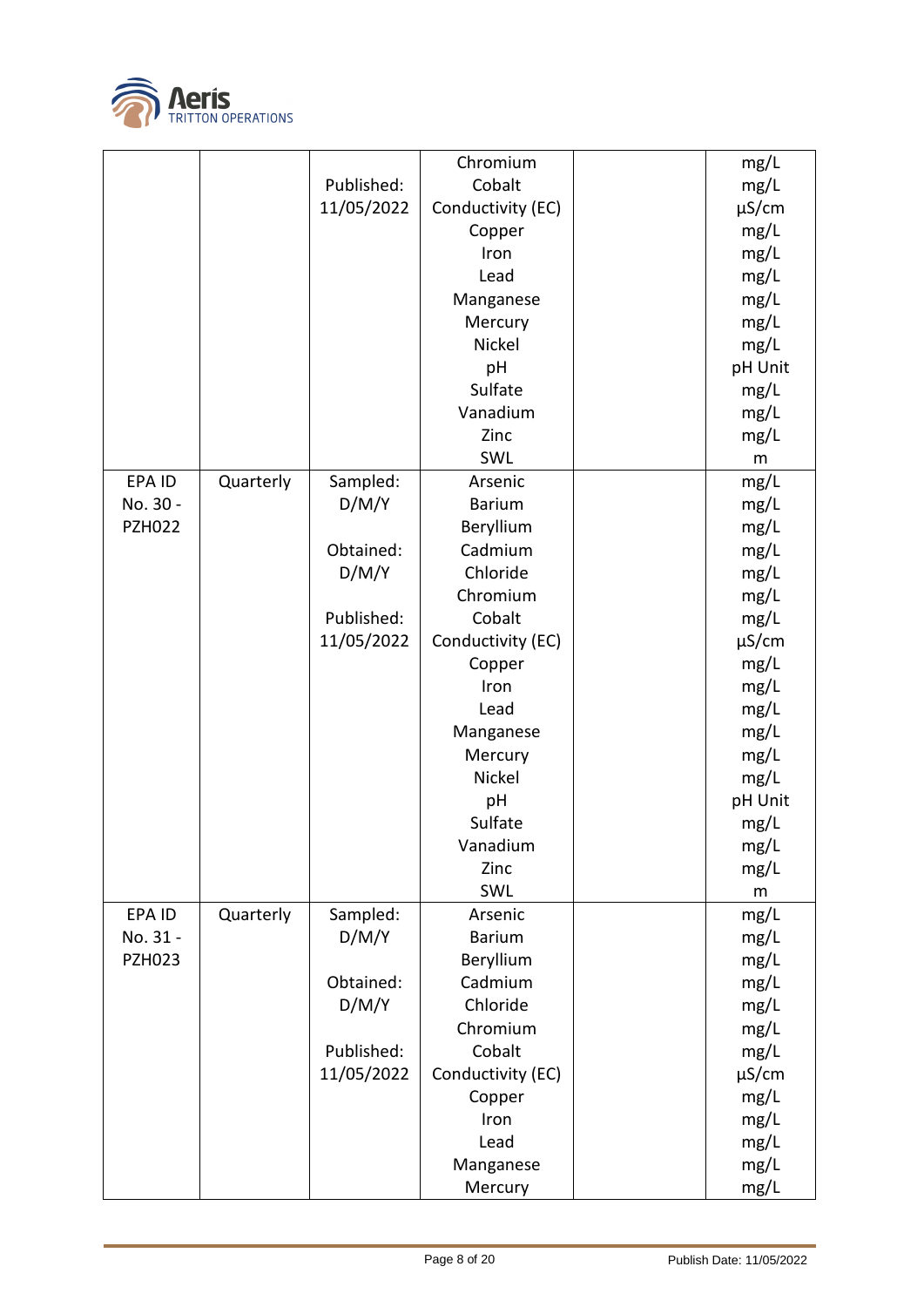| | | | | | |
|---|---|---|---|---|---|
| | | Published: 11/05/2022 | Chromium<br>Cobalt<br>Conductivity (EC)<br>Copper<br>Iron<br>Lead<br>Manganese<br>Mercury<br>Nickel<br>pH<br>Sulfate<br>Vanadium<br>Zinc<br>SWL | | mg/L<br>mg/L<br>µS/cm<br>mg/L<br>mg/L<br>mg/L<br>mg/L<br>mg/L<br>mg/L<br>pH Unit<br>mg/L<br>mg/L<br>mg/L<br>m |
| EPA ID No. 30 - PZH022 | Quarterly | Sampled: D/M/Y<br><br>Obtained: D/M/Y<br><br>Published: 11/05/2022 | Arsenic<br>Barium<br>Beryllium<br>Cadmium<br>Chloride<br>Chromium<br>Cobalt<br>Conductivity (EC)<br>Copper<br>Iron<br>Lead<br>Manganese<br>Mercury<br>Nickel<br>pH<br>Sulfate<br>Vanadium<br>Zinc<br>SWL | | mg/L<br>mg/L<br>mg/L<br>mg/L<br>mg/L<br>mg/L<br>mg/L<br>µS/cm<br>mg/L<br>mg/L<br>mg/L<br>mg/L<br>mg/L<br>mg/L<br>pH Unit<br>mg/L<br>mg/L<br>mg/L<br>m |
| EPA ID No. 31 - PZH023 | Quarterly | Sampled: D/M/Y<br><br>Obtained: D/M/Y<br><br>Published: 11/05/2022 | Arsenic<br>Barium<br>Beryllium<br>Cadmium<br>Chloride<br>Chromium<br>Cobalt<br>Conductivity (EC)<br>Copper<br>Iron<br>Lead<br>Manganese<br>Mercury | | mg/L<br>mg/L<br>mg/L<br>mg/L<br>mg/L<br>mg/L<br>mg/L<br>µS/cm<br>mg/L<br>mg/L<br>mg/L<br>mg/L<br>mg/L |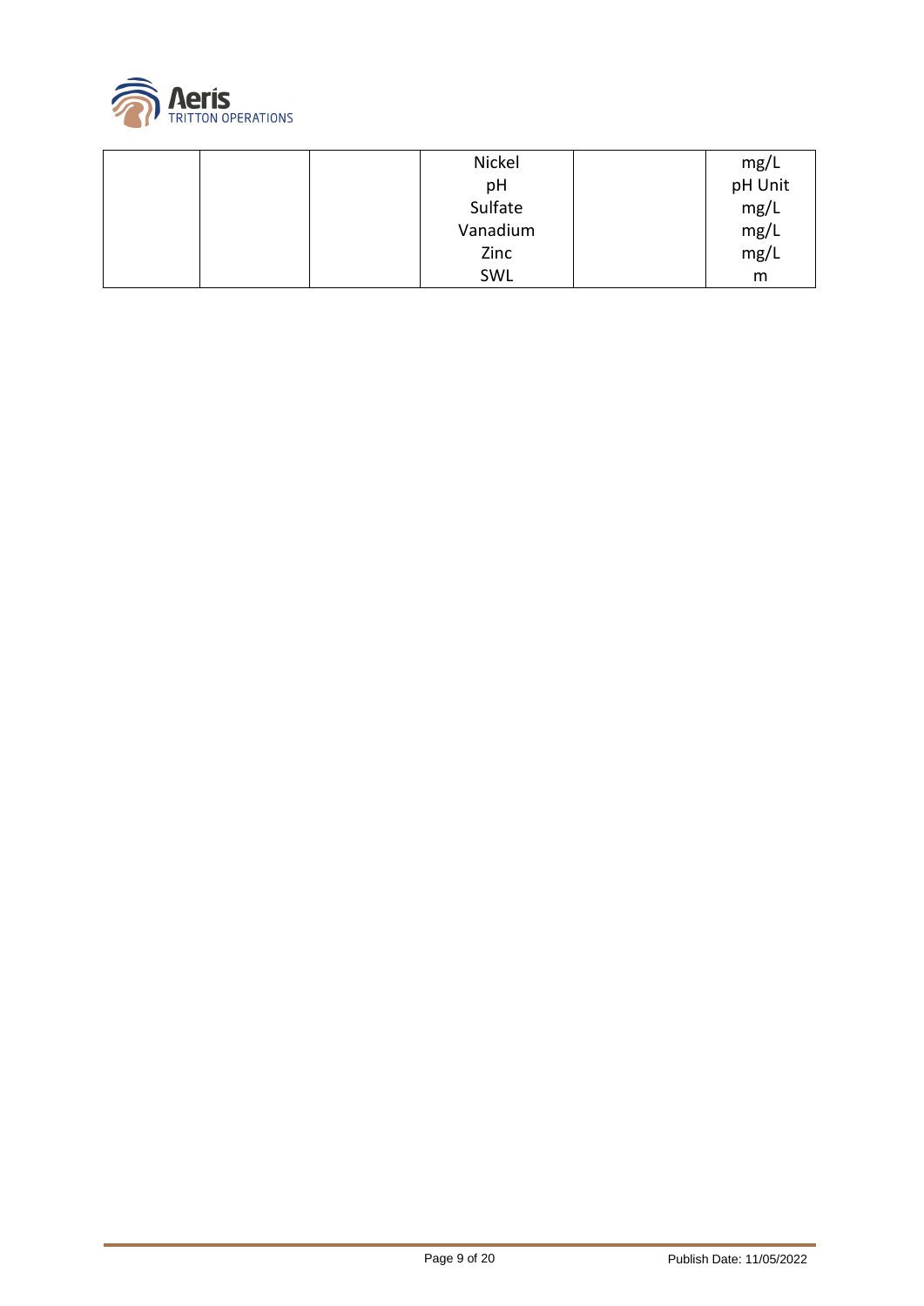| | | | | | |
|---|---|---|---|---|---|
| | | | Nickel<br>pH<br>Sulfate<br>Vanadium<br>Zinc<br>SWL | | mg/L<br>pH Unit<br>mg/L<br>mg/L<br>mg/L<br>m |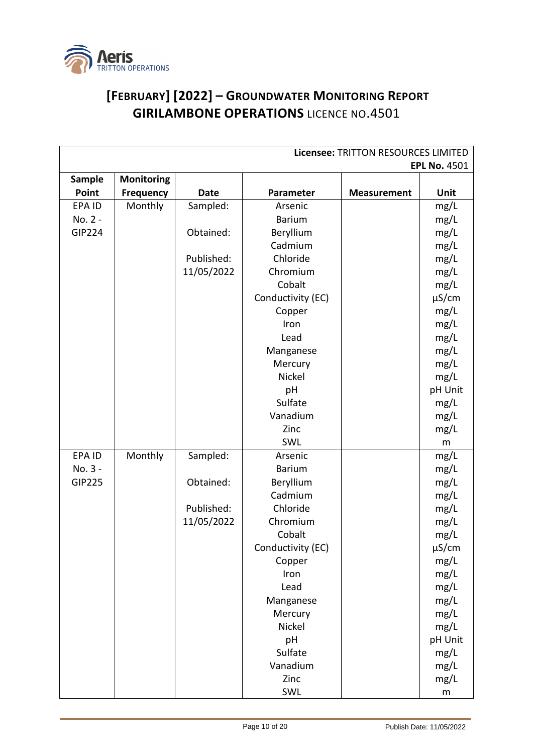# [FEBRUARY] [2022] – GROUNDWATER MONITORING REPORT GIRILAMBONE OPERATIONS LICENCE NO.4501

| **Licensee:** TRITTON RESOURCES LIMITED **EPL No.** 4501 | | | | | |
|---|---|---|---|---|---|
| **Sample Point** | **Monitoring Frequency** | **Date** | **Parameter** | **Measurement** | **Unit** |
| EPA ID No. 2 - GIP224 | Monthly | Sampled: | Arsenic | | mg/L |
| | | | Barium | | mg/L |
| | | Obtained: | Beryllium | | mg/L |
| | | | Cadmium | | mg/L |
| | | Published: | Chloride | | mg/L |
| | | 11/05/2022 | Chromium | | mg/L |
| | | | Cobalt | | mg/L |
| | | | Conductivity (EC) | | µS/cm |
| | | | Copper | | mg/L |
| | | | Iron | | mg/L |
| | | | Lead | | mg/L |
| | | | Manganese | | mg/L |
| | | | Mercury | | mg/L |
| | | | Nickel | | mg/L |
| | | | pH | | pH Unit |
| | | | Sulfate | | mg/L |
| | | | Vanadium | | mg/L |
| | | | Zinc | | mg/L |
| | | | SWL | | m |
| EPA ID No. 3 - GIP225 | Monthly | Sampled: | Arsenic | | mg/L |
| | | | Barium | | mg/L |
| | | Obtained: | Beryllium | | mg/L |
| | | | Cadmium | | mg/L |
| | | Published: | Chloride | | mg/L |
| | | 11/05/2022 | Chromium | | mg/L |
| | | | Cobalt | | mg/L |
| | | | Conductivity (EC) | | µS/cm |
| | | | Copper | | mg/L |
| | | | Iron | | mg/L |
| | | | Lead | | mg/L |
| | | | Manganese | | mg/L |
| | | | Mercury | | mg/L |
| | | | Nickel | | mg/L |
| | | | pH | | pH Unit |
| | | | Sulfate | | mg/L |
| | | | Vanadium | | mg/L |
| | | | Zinc | | mg/L |
| | | | SWL | | m |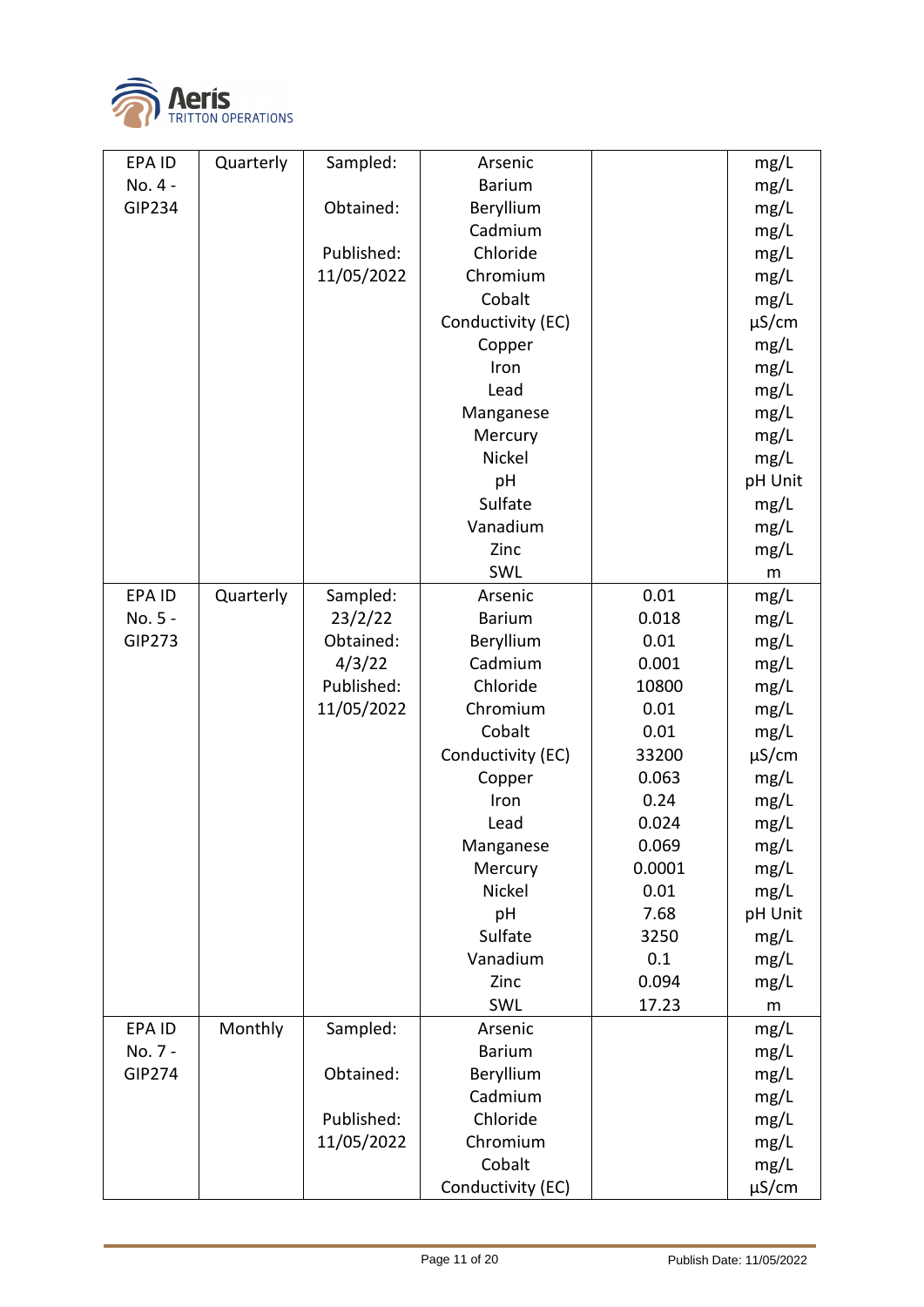| EPA ID No. 4 - GIP234 | Quarterly | Sampled:<br><br>Obtained:<br><br>Published: 11/05/2022 | Arsenic | | mg/L |
|---|---|---|---|---|---|
| | | | Barium | | mg/L |
| | | | Beryllium | | mg/L |
| | | | Cadmium | | mg/L |
| | | | Chloride | | mg/L |
| | | | Chromium | | mg/L |
| | | | Cobalt | | mg/L |
| | | | Conductivity (EC) | | µS/cm |
| | | | Copper | | mg/L |
| | | | Iron | | mg/L |
| | | | Lead | | mg/L |
| | | | Manganese | | mg/L |
| | | | Mercury | | mg/L |
| | | | Nickel | | mg/L |
| | | | pH | | pH Unit |
| | | | Sulfate | | mg/L |
| | | | Vanadium | | mg/L |
| | | | Zinc | | mg/L |
| | | | SWL | | m |
| EPA ID No. 5 - GIP273 | Quarterly | Sampled: 23/2/22<br>Obtained: 4/3/22<br>Published: 11/05/2022 | Arsenic | 0.01 | mg/L |
| | | | Barium | 0.018 | mg/L |
| | | | Beryllium | 0.01 | mg/L |
| | | | Cadmium | 0.001 | mg/L |
| | | | Chloride | 10800 | mg/L |
| | | | Chromium | 0.01 | mg/L |
| | | | Cobalt | 0.01 | mg/L |
| | | | Conductivity (EC) | 33200 | µS/cm |
| | | | Copper | 0.063 | mg/L |
| | | | Iron | 0.24 | mg/L |
| | | | Lead | 0.024 | mg/L |
| | | | Manganese | 0.069 | mg/L |
| | | | Mercury | 0.0001 | mg/L |
| | | | Nickel | 0.01 | mg/L |
| | | | pH | 7.68 | pH Unit |
| | | | Sulfate | 3250 | mg/L |
| | | | Vanadium | 0.1 | mg/L |
| | | | Zinc | 0.094 | mg/L |
| | | | SWL | 17.23 | m |
| EPA ID No. 7 - GIP274 | Monthly | Sampled:<br><br>Obtained:<br><br>Published: 11/05/2022 | Arsenic | | mg/L |
| | | | Barium | | mg/L |
| | | | Beryllium | | mg/L |
| | | | Cadmium | | mg/L |
| | | | Chloride | | mg/L |
| | | | Chromium | | mg/L |
| | | | Cobalt | | mg/L |
| | | | Conductivity (EC) | | µS/cm |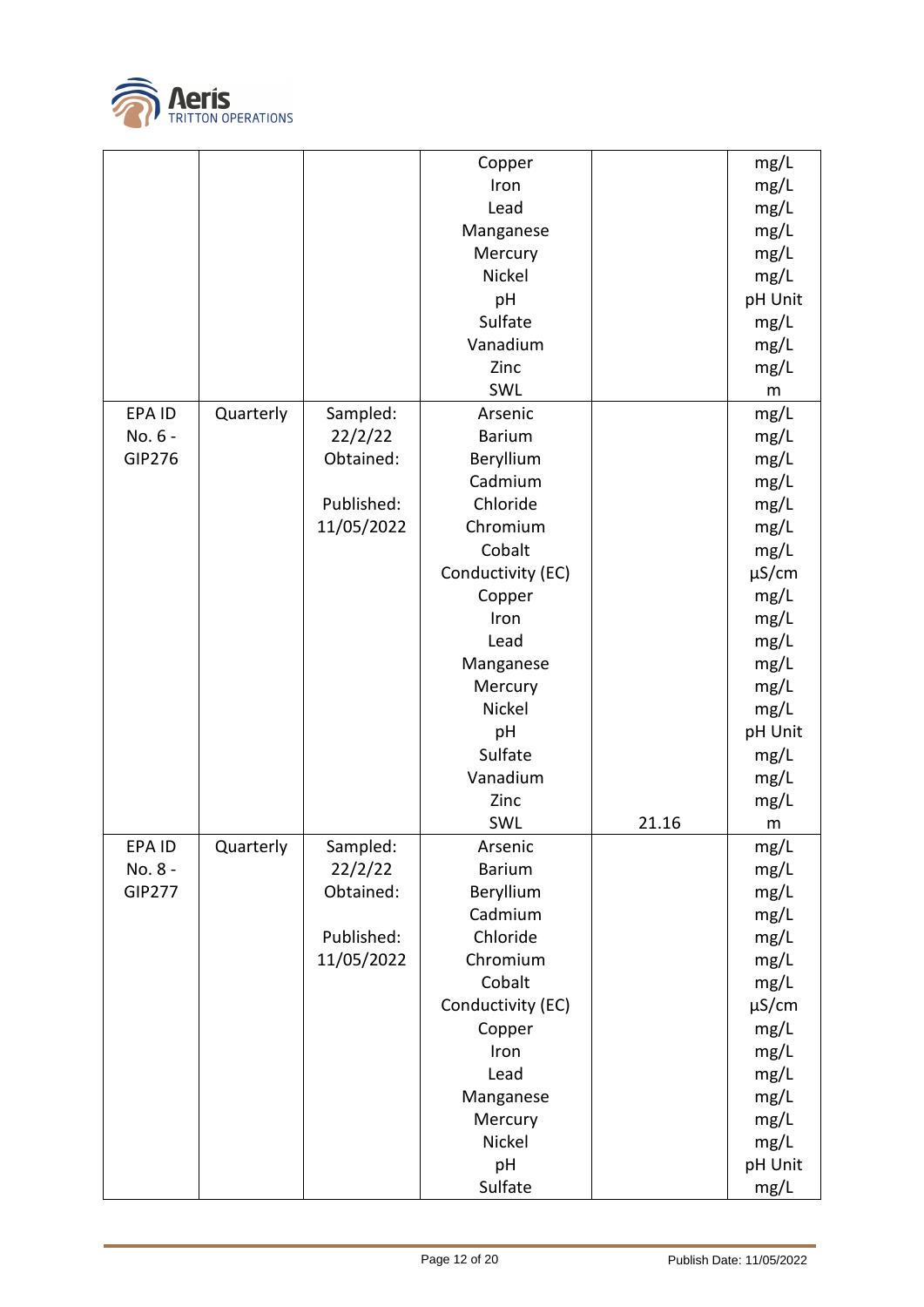| | | | Copper<br>Iron<br>Lead<br>Manganese<br>Mercury<br>Nickel<br>pH<br>Sulfate<br>Vanadium<br>Zinc<br>SWL | | mg/L<br>mg/L<br>mg/L<br>mg/L<br>mg/L<br>mg/L<br>pH Unit<br>mg/L<br>mg/L<br>mg/L<br>m |
|---|---|---|---|---|---|
| EPA ID No. 6 - GIP276 | Quarterly | Sampled: 22/2/22<br>Obtained:<br><br>Published: 11/05/2022 | Arsenic<br>Barium<br>Beryllium<br>Cadmium<br>Chloride<br>Chromium<br>Cobalt<br>Conductivity (EC)<br>Copper<br>Iron<br>Lead<br>Manganese<br>Mercury<br>Nickel<br>pH<br>Sulfate<br>Vanadium<br>Zinc<br>SWL | <br><br><br><br><br><br><br><br><br><br><br><br><br><br><br><br><br><br>21.16 | mg/L<br>mg/L<br>mg/L<br>mg/L<br>mg/L<br>mg/L<br>mg/L<br>µS/cm<br>mg/L<br>mg/L<br>mg/L<br>mg/L<br>mg/L<br>mg/L<br>pH Unit<br>mg/L<br>mg/L<br>mg/L<br>m |
| EPA ID No. 8 - GIP277 | Quarterly | Sampled: 22/2/22<br>Obtained:<br><br>Published: 11/05/2022 | Arsenic<br>Barium<br>Beryllium<br>Cadmium<br>Chloride<br>Chromium<br>Cobalt<br>Conductivity (EC)<br>Copper<br>Iron<br>Lead<br>Manganese<br>Mercury<br>Nickel<br>pH<br>Sulfate | | mg/L<br>mg/L<br>mg/L<br>mg/L<br>mg/L<br>mg/L<br>mg/L<br>µS/cm<br>mg/L<br>mg/L<br>mg/L<br>mg/L<br>mg/L<br>mg/L<br>pH Unit<br>mg/L |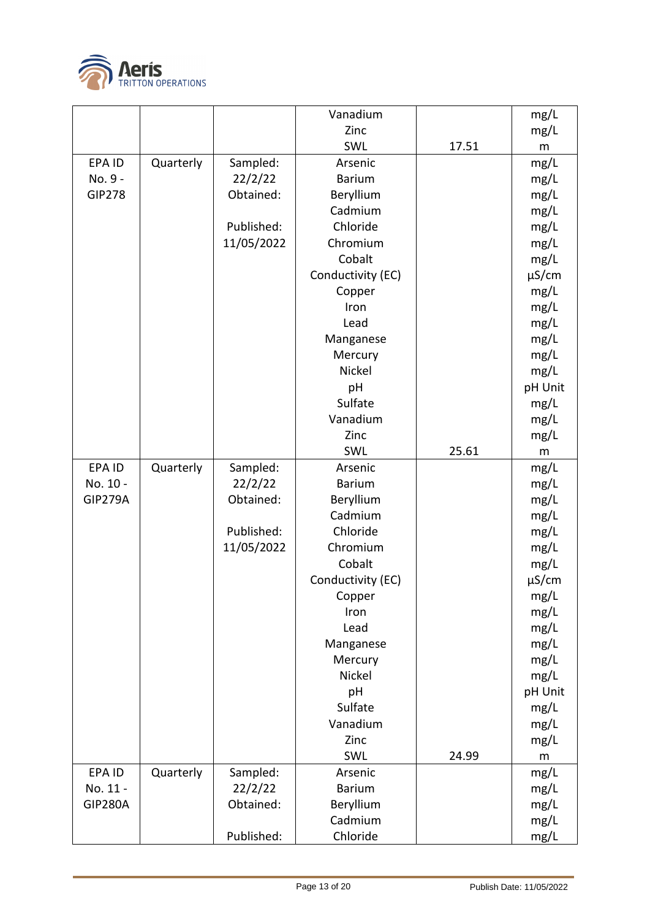| | | | Vanadium | | mg/L |
|---|---|---|---|---|---|
| | | | Zinc | | mg/L |
| | | | SWL | 17.51 | m |
| EPA ID No. 9 - GIP278 | Quarterly | Sampled: 22/2/22 | Arsenic | | mg/L |
| | | Obtained: | Barium | | mg/L |
| | | | Beryllium | | mg/L |
| | | Published: 11/05/2022 | Cadmium | | mg/L |
| | | | Chloride | | mg/L |
| | | | Chromium | | mg/L |
| | | | Cobalt | | mg/L |
| | | | Conductivity (EC) | | µS/cm |
| | | | Copper | | mg/L |
| | | | Iron | | mg/L |
| | | | Lead | | mg/L |
| | | | Manganese | | mg/L |
| | | | Mercury | | mg/L |
| | | | Nickel | | mg/L |
| | | | pH | | pH Unit |
| | | | Sulfate | | mg/L |
| | | | Vanadium | | mg/L |
| | | | Zinc | | mg/L |
| | | | SWL | 25.61 | m |
| EPA ID No. 10 - GIP279A | Quarterly | Sampled: 22/2/22 | Arsenic | | mg/L |
| | | Obtained: | Barium | | mg/L |
| | | | Beryllium | | mg/L |
| | | Published: 11/05/2022 | Cadmium | | mg/L |
| | | | Chloride | | mg/L |
| | | | Chromium | | mg/L |
| | | | Cobalt | | mg/L |
| | | | Conductivity (EC) | | µS/cm |
| | | | Copper | | mg/L |
| | | | Iron | | mg/L |
| | | | Lead | | mg/L |
| | | | Manganese | | mg/L |
| | | | Mercury | | mg/L |
| | | | Nickel | | mg/L |
| | | | pH | | pH Unit |
| | | | Sulfate | | mg/L |
| | | | Vanadium | | mg/L |
| | | | Zinc | | mg/L |
| | | | SWL | 24.99 | m |
| EPA ID No. 11 - GIP280A | Quarterly | Sampled: 22/2/22 | Arsenic | | mg/L |
| | | Obtained: | Barium | | mg/L |
| | | | Beryllium | | mg/L |
| | | | Cadmium | | mg/L |
| | | Published: | Chloride | | mg/L |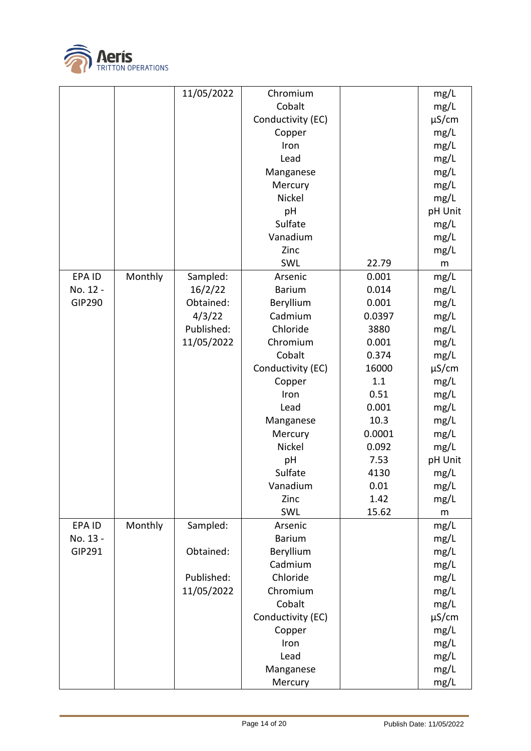|  |  | 11/05/2022 | Chromium<br>Cobalt<br>Conductivity (EC)<br>Copper<br>Iron<br>Lead<br>Manganese<br>Mercury<br>Nickel<br>pH<br>Sulfate<br>Vanadium<br>Zinc<br>SWL | <br><br><br><br><br><br><br><br><br><br><br><br><br>22.79 | mg/L<br>mg/L<br>µS/cm<br>mg/L<br>mg/L<br>mg/L<br>mg/L<br>mg/L<br>mg/L<br>pH Unit<br>mg/L<br>mg/L<br>mg/L<br>m |
|---|---|---|---|---|---|
| EPA ID No. 12 - GIP290 | Monthly | Sampled: 16/2/22<br>Obtained: 4/3/22<br>Published: 11/05/2022 | Arsenic<br>Barium<br>Beryllium<br>Cadmium<br>Chloride<br>Chromium<br>Cobalt<br>Conductivity (EC)<br>Copper<br>Iron<br>Lead<br>Manganese<br>Mercury<br>Nickel<br>pH<br>Sulfate<br>Vanadium<br>Zinc<br>SWL | 0.001<br>0.014<br>0.001<br>0.0397<br>3880<br>0.001<br>0.374<br>16000<br>1.1<br>0.51<br>0.001<br>10.3<br>0.0001<br>0.092<br>7.53<br>4130<br>0.01<br>1.42<br>15.62 | mg/L<br>mg/L<br>mg/L<br>mg/L<br>mg/L<br>mg/L<br>mg/L<br>µS/cm<br>mg/L<br>mg/L<br>mg/L<br>mg/L<br>mg/L<br>mg/L<br>pH Unit<br>mg/L<br>mg/L<br>mg/L<br>m |
| EPA ID No. 13 - GIP291 | Monthly | Sampled:<br>Obtained:<br>Published: 11/05/2022 | Arsenic<br>Barium<br>Beryllium<br>Cadmium<br>Chloride<br>Chromium<br>Cobalt<br>Conductivity (EC)<br>Copper<br>Iron<br>Lead<br>Manganese<br>Mercury |  | mg/L<br>mg/L<br>mg/L<br>mg/L<br>mg/L<br>mg/L<br>mg/L<br>µS/cm<br>mg/L<br>mg/L<br>mg/L<br>mg/L<br>mg/L |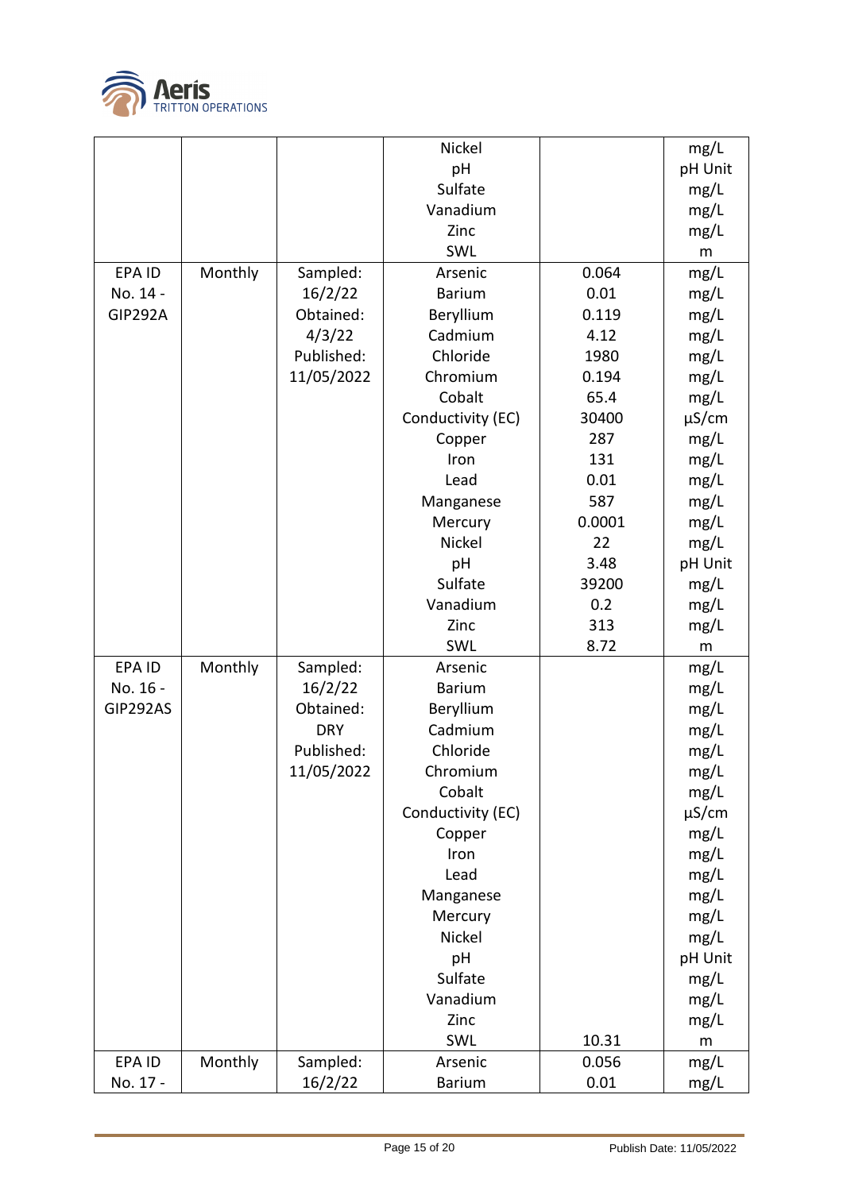| | | | Nickel | | mg/L |
|---|---|---|---|---|---|
| | | | pH | | pH Unit |
| | | | Sulfate | | mg/L |
| | | | Vanadium | | mg/L |
| | | | Zinc | | mg/L |
| | | | SWL | | m |
| EPA ID No. 14 - GIP292A | Monthly | Sampled: 16/2/22 | Arsenic | 0.064 | mg/L |
| | | Obtained: 4/3/22 | Barium | 0.01 | mg/L |
| | | Published: 11/05/2022 | Beryllium | 0.119 | mg/L |
| | | | Cadmium | 4.12 | mg/L |
| | | | Chloride | 1980 | mg/L |
| | | | Chromium | 0.194 | mg/L |
| | | | Cobalt | 65.4 | mg/L |
| | | | Conductivity (EC) | 30400 | µS/cm |
| | | | Copper | 287 | mg/L |
| | | | Iron | 131 | mg/L |
| | | | Lead | 0.01 | mg/L |
| | | | Manganese | 587 | mg/L |
| | | | Mercury | 0.0001 | mg/L |
| | | | Nickel | 22 | mg/L |
| | | | pH | 3.48 | pH Unit |
| | | | Sulfate | 39200 | mg/L |
| | | | Vanadium | 0.2 | mg/L |
| | | | Zinc | 313 | mg/L |
| | | | SWL | 8.72 | m |
| EPA ID No. 16 - GIP292AS | Monthly | Sampled: 16/2/22 | Arsenic | | mg/L |
| | | Obtained: DRY | Barium | | mg/L |
| | | Published: 11/05/2022 | Beryllium | | mg/L |
| | | | Cadmium | | mg/L |
| | | | Chloride | | mg/L |
| | | | Chromium | | mg/L |
| | | | Cobalt | | mg/L |
| | | | Conductivity (EC) | | µS/cm |
| | | | Copper | | mg/L |
| | | | Iron | | mg/L |
| | | | Lead | | mg/L |
| | | | Manganese | | mg/L |
| | | | Mercury | | mg/L |
| | | | Nickel | | mg/L |
| | | | pH | | pH Unit |
| | | | Sulfate | | mg/L |
| | | | Vanadium | | mg/L |
| | | | Zinc | | mg/L |
| | | | SWL | 10.31 | m |
| EPA ID No. 17 - | Monthly | Sampled: 16/2/22 | Arsenic | 0.056 | mg/L |
| | | | Barium | 0.01 | mg/L |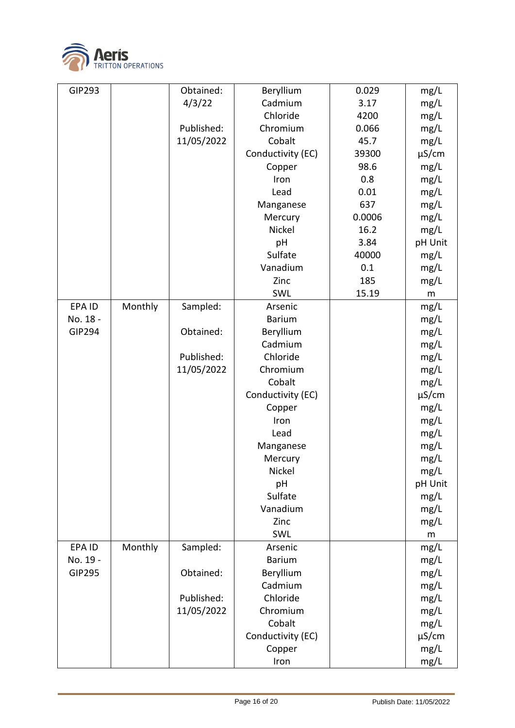| GIP293 | | Obtained: 4/3/22<br><br>Published: 11/05/2022 | Beryllium<br>Cadmium<br>Chloride<br>Chromium<br>Cobalt<br>Conductivity (EC)<br>Copper<br>Iron<br>Lead<br>Manganese<br>Mercury<br>Nickel<br>pH<br>Sulfate<br>Vanadium<br>Zinc<br>SWL | 0.029<br>3.17<br>4200<br>0.066<br>45.7<br>39300<br>98.6<br>0.8<br>0.01<br>637<br>0.0006<br>16.2<br>3.84<br>40000<br>0.1<br>185<br>15.19 | mg/L<br>mg/L<br>mg/L<br>mg/L<br>mg/L<br>µS/cm<br>mg/L<br>mg/L<br>mg/L<br>mg/L<br>mg/L<br>mg/L<br>pH Unit<br>mg/L<br>mg/L<br>mg/L<br>m |
|---|---|---|---|---|---|
| EPA ID No. 18 - GIP294 | Monthly | Sampled:<br><br>Obtained:<br><br>Published: 11/05/2022 | Arsenic<br>Barium<br>Beryllium<br>Cadmium<br>Chloride<br>Chromium<br>Cobalt<br>Conductivity (EC)<br>Copper<br>Iron<br>Lead<br>Manganese<br>Mercury<br>Nickel<br>pH<br>Sulfate<br>Vanadium<br>Zinc<br>SWL | | mg/L<br>mg/L<br>mg/L<br>mg/L<br>mg/L<br>mg/L<br>mg/L<br>µS/cm<br>mg/L<br>mg/L<br>mg/L<br>mg/L<br>mg/L<br>mg/L<br>pH Unit<br>mg/L<br>mg/L<br>mg/L<br>m |
| EPA ID No. 19 - GIP295 | Monthly | Sampled:<br><br>Obtained:<br><br>Published: 11/05/2022 | Arsenic<br>Barium<br>Beryllium<br>Cadmium<br>Chloride<br>Chromium<br>Cobalt<br>Conductivity (EC)<br>Copper<br>Iron | | mg/L<br>mg/L<br>mg/L<br>mg/L<br>mg/L<br>mg/L<br>mg/L<br>µS/cm<br>mg/L<br>mg/L |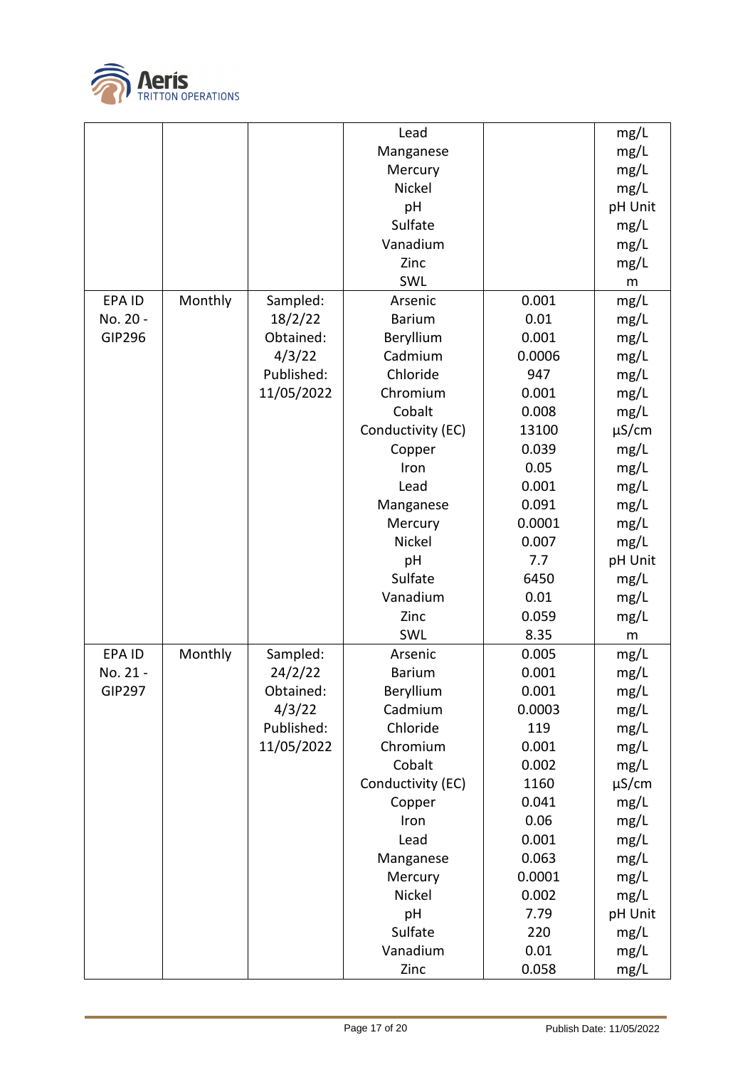| | | | Lead | | mg/L |
|---|---|---|---|---|---|
| | | | Manganese | | mg/L |
| | | | Mercury | | mg/L |
| | | | Nickel | | mg/L |
| | | | pH | | pH Unit |
| | | | Sulfate | | mg/L |
| | | | Vanadium | | mg/L |
| | | | Zinc | | mg/L |
| | | | SWL | | m |
| EPA ID No. 20 - GIP296 | Monthly | Sampled: 18/2/22 Obtained: 4/3/22 Published: 11/05/2022 | Arsenic | 0.001 | mg/L |
| | | | Barium | 0.01 | mg/L |
| | | | Beryllium | 0.001 | mg/L |
| | | | Cadmium | 0.0006 | mg/L |
| | | | Chloride | 947 | mg/L |
| | | | Chromium | 0.001 | mg/L |
| | | | Cobalt | 0.008 | mg/L |
| | | | Conductivity (EC) | 13100 | µS/cm |
| | | | Copper | 0.039 | mg/L |
| | | | Iron | 0.05 | mg/L |
| | | | Lead | 0.001 | mg/L |
| | | | Manganese | 0.091 | mg/L |
| | | | Mercury | 0.0001 | mg/L |
| | | | Nickel | 0.007 | mg/L |
| | | | pH | 7.7 | pH Unit |
| | | | Sulfate | 6450 | mg/L |
| | | | Vanadium | 0.01 | mg/L |
| | | | Zinc | 0.059 | mg/L |
| | | | SWL | 8.35 | m |
| EPA ID No. 21 - GIP297 | Monthly | Sampled: 24/2/22 Obtained: 4/3/22 Published: 11/05/2022 | Arsenic | 0.005 | mg/L |
| | | | Barium | 0.001 | mg/L |
| | | | Beryllium | 0.001 | mg/L |
| | | | Cadmium | 0.0003 | mg/L |
| | | | Chloride | 119 | mg/L |
| | | | Chromium | 0.001 | mg/L |
| | | | Cobalt | 0.002 | mg/L |
| | | | Conductivity (EC) | 1160 | µS/cm |
| | | | Copper | 0.041 | mg/L |
| | | | Iron | 0.06 | mg/L |
| | | | Lead | 0.001 | mg/L |
| | | | Manganese | 0.063 | mg/L |
| | | | Mercury | 0.0001 | mg/L |
| | | | Nickel | 0.002 | mg/L |
| | | | pH | 7.79 | pH Unit |
| | | | Sulfate | 220 | mg/L |
| | | | Vanadium | 0.01 | mg/L |
| | | | Zinc | 0.058 | mg/L |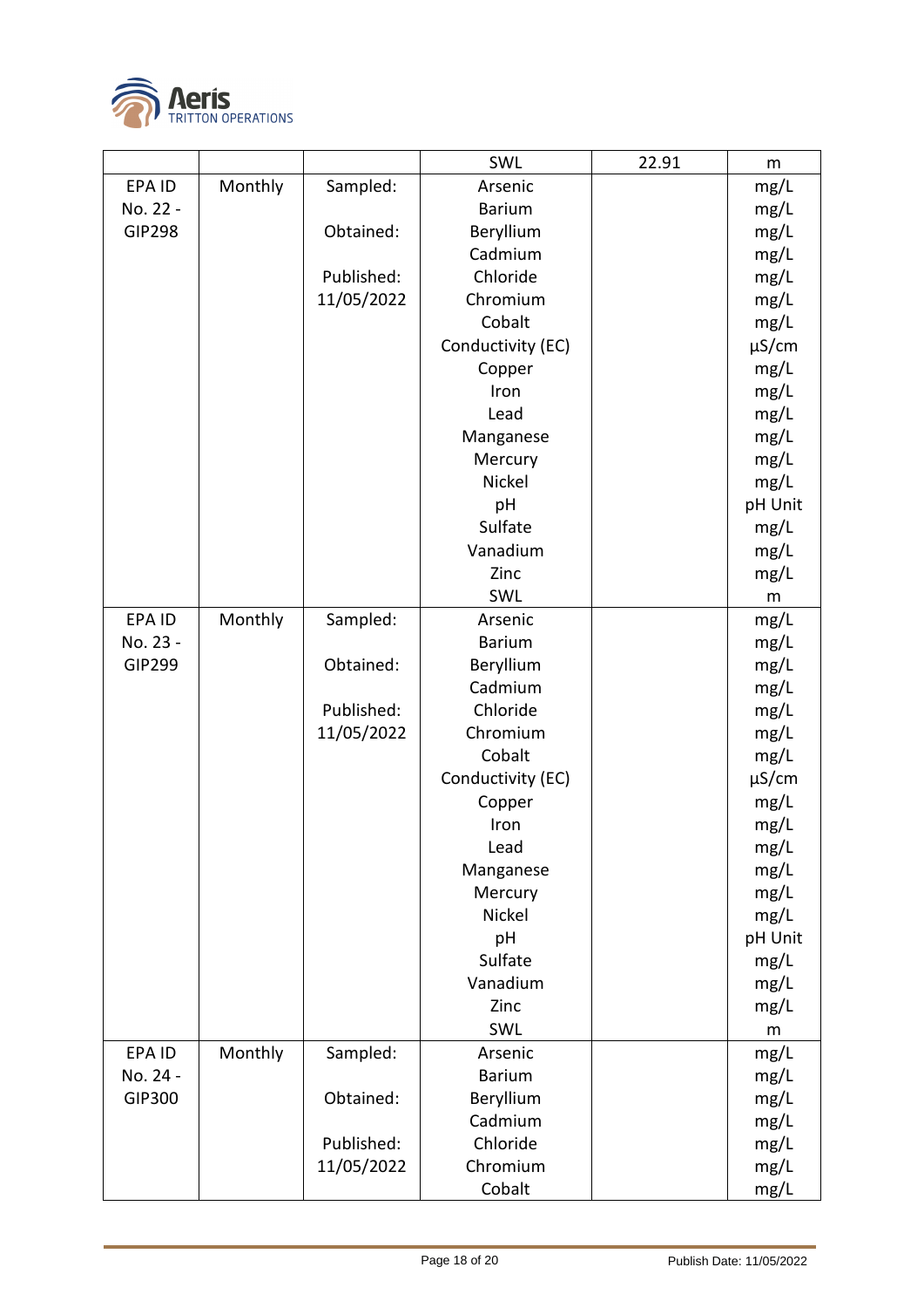|  |  |  | SWL | 22.91 | m |
|---|---|---|---|---|---|
| EPA ID No. 22 - GIP298 | Monthly | Sampled: | Arsenic |  | mg/L |
|  |  |  | Barium |  | mg/L |
|  |  | Obtained: | Beryllium |  | mg/L |
|  |  |  | Cadmium |  | mg/L |
|  |  | Published: | Chloride |  | mg/L |
|  |  | 11/05/2022 | Chromium |  | mg/L |
|  |  |  | Cobalt |  | mg/L |
|  |  |  | Conductivity (EC) |  | µS/cm |
|  |  |  | Copper |  | mg/L |
|  |  |  | Iron |  | mg/L |
|  |  |  | Lead |  | mg/L |
|  |  |  | Manganese |  | mg/L |
|  |  |  | Mercury |  | mg/L |
|  |  |  | Nickel |  | mg/L |
|  |  |  | pH |  | pH Unit |
|  |  |  | Sulfate |  | mg/L |
|  |  |  | Vanadium |  | mg/L |
|  |  |  | Zinc |  | mg/L |
|  |  |  | SWL |  | m |
| EPA ID No. 23 - GIP299 | Monthly | Sampled: | Arsenic |  | mg/L |
|  |  |  | Barium |  | mg/L |
|  |  | Obtained: | Beryllium |  | mg/L |
|  |  |  | Cadmium |  | mg/L |
|  |  | Published: | Chloride |  | mg/L |
|  |  | 11/05/2022 | Chromium |  | mg/L |
|  |  |  | Cobalt |  | mg/L |
|  |  |  | Conductivity (EC) |  | µS/cm |
|  |  |  | Copper |  | mg/L |
|  |  |  | Iron |  | mg/L |
|  |  |  | Lead |  | mg/L |
|  |  |  | Manganese |  | mg/L |
|  |  |  | Mercury |  | mg/L |
|  |  |  | Nickel |  | mg/L |
|  |  |  | pH |  | pH Unit |
|  |  |  | Sulfate |  | mg/L |
|  |  |  | Vanadium |  | mg/L |
|  |  |  | Zinc |  | mg/L |
|  |  |  | SWL |  | m |
| EPA ID No. 24 - GIP300 | Monthly | Sampled: | Arsenic |  | mg/L |
|  |  |  | Barium |  | mg/L |
|  |  | Obtained: | Beryllium |  | mg/L |
|  |  |  | Cadmium |  | mg/L |
|  |  | Published: | Chloride |  | mg/L |
|  |  | 11/05/2022 | Chromium |  | mg/L |
|  |  |  | Cobalt |  | mg/L |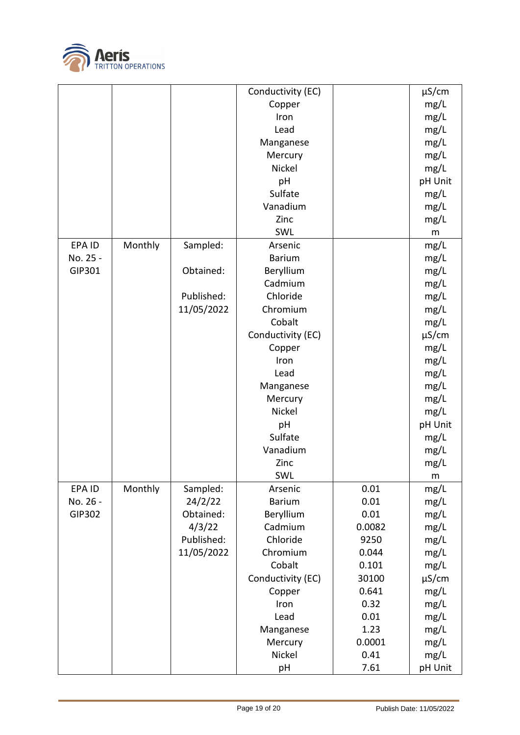| | | | Conductivity (EC) | | µS/cm |
|---|---|---|---|---|---|
| | | | Copper | | mg/L |
| | | | Iron | | mg/L |
| | | | Lead | | mg/L |
| | | | Manganese | | mg/L |
| | | | Mercury | | mg/L |
| | | | Nickel | | mg/L |
| | | | pH | | pH Unit |
| | | | Sulfate | | mg/L |
| | | | Vanadium | | mg/L |
| | | | Zinc | | mg/L |
| | | | SWL | | m |
| EPA ID No. 25 - GIP301 | Monthly | Sampled: | Arsenic | | mg/L |
| | | | Barium | | mg/L |
| | | Obtained: | Beryllium | | mg/L |
| | | | Cadmium | | mg/L |
| | | Published: | Chloride | | mg/L |
| | | 11/05/2022 | Chromium | | mg/L |
| | | | Cobalt | | mg/L |
| | | | Conductivity (EC) | | µS/cm |
| | | | Copper | | mg/L |
| | | | Iron | | mg/L |
| | | | Lead | | mg/L |
| | | | Manganese | | mg/L |
| | | | Mercury | | mg/L |
| | | | Nickel | | mg/L |
| | | | pH | | pH Unit |
| | | | Sulfate | | mg/L |
| | | | Vanadium | | mg/L |
| | | | Zinc | | mg/L |
| | | | SWL | | m |
| EPA ID No. 26 - GIP302 | Monthly | Sampled: 24/2/22 | Arsenic | 0.01 | mg/L |
| | | | Barium | 0.01 | mg/L |
| | | Obtained: 4/3/22 | Beryllium | 0.01 | mg/L |
| | | | Cadmium | 0.0082 | mg/L |
| | | Published: 11/05/2022 | Chloride | 9250 | mg/L |
| | | | Chromium | 0.044 | mg/L |
| | | | Cobalt | 0.101 | mg/L |
| | | | Conductivity (EC) | 30100 | µS/cm |
| | | | Copper | 0.641 | mg/L |
| | | | Iron | 0.32 | mg/L |
| | | | Lead | 0.01 | mg/L |
| | | | Manganese | 1.23 | mg/L |
| | | | Mercury | 0.0001 | mg/L |
| | | | Nickel | 0.41 | mg/L |
| | | | pH | 7.61 | pH Unit |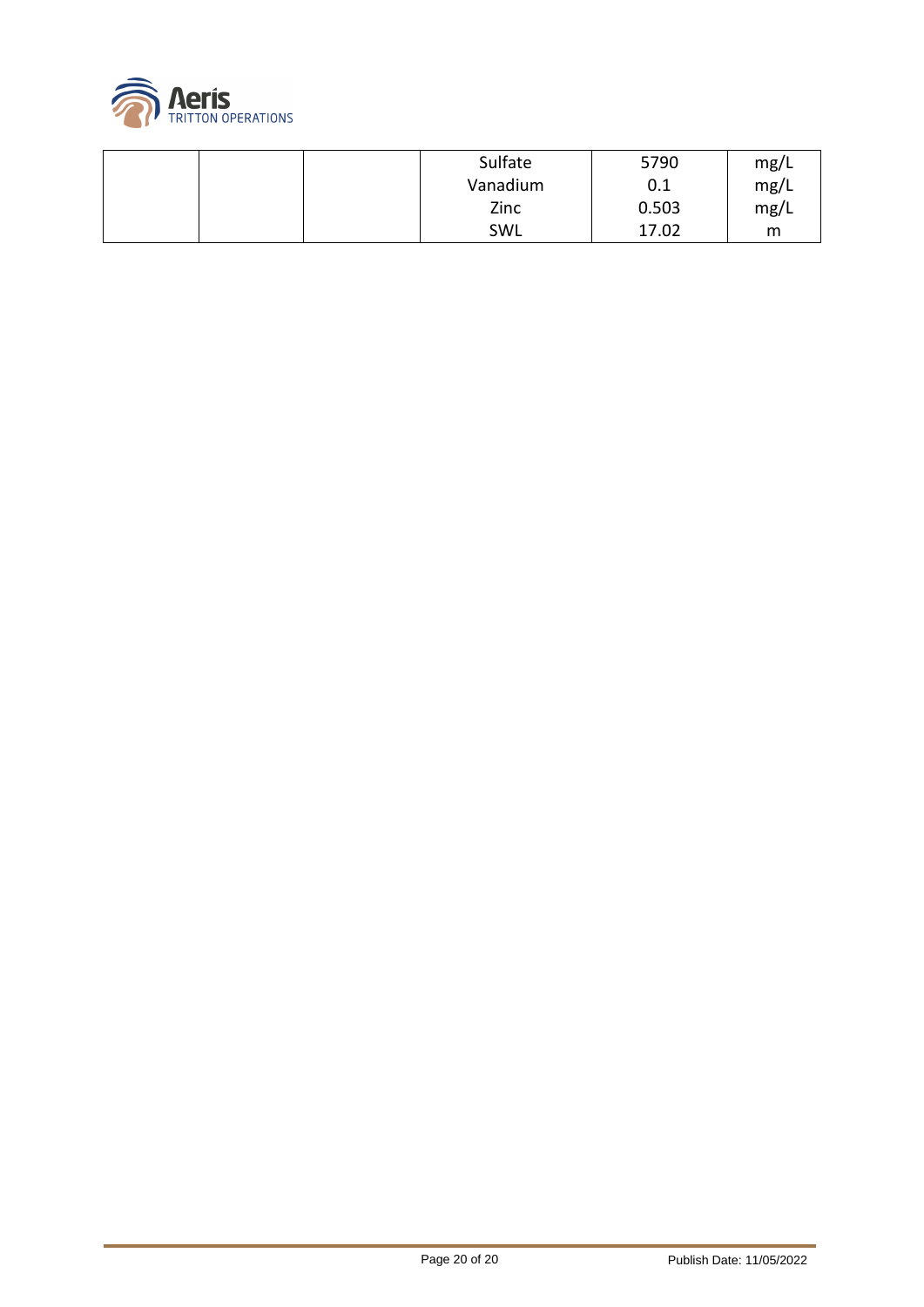| | | | | | |
|---|---|---|---|---|---|
| | | | Sulfate | 5790 | mg/L |
| | | | Vanadium | 0.1 | mg/L |
| | | | Zinc | 0.503 | mg/L |
| | | | SWL | 17.02 | m |